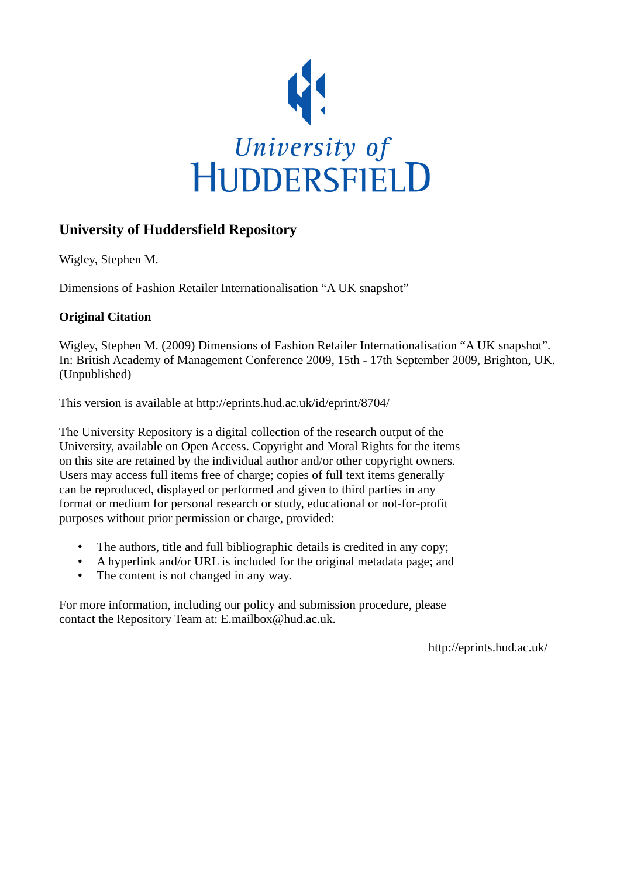University of Huddersfield

# University of Huddersfield Repository

Wigley, Stephen M.

Dimensions of Fashion Retailer Internationalisation “A UK snapshot”

### Original Citation

Wigley, Stephen M. (2009) Dimensions of Fashion Retailer Internationalisation “A UK snapshot”. In: British Academy of Management Conference 2009, 15th - 17th September 2009, Brighton, UK. (Unpublished)

This version is available at http://eprints.hud.ac.uk/id/eprint/8704/

The University Repository is a digital collection of the research output of the University, available on Open Access. Copyright and Moral Rights for the items on this site are retained by the individual author and/or other copyright owners. Users may access full items free of charge; copies of full text items generally can be reproduced, displayed or performed and given to third parties in any format or medium for personal research or study, educational or not-for-profit purposes without prior permission or charge, provided:

- The authors, title and full bibliographic details is credited in any copy;
- A hyperlink and/or URL is included for the original metadata page; and
- The content is not changed in any way.

For more information, including our policy and submission procedure, please contact the Repository Team at: E.mailbox@hud.ac.uk.

http://eprints.hud.ac.uk/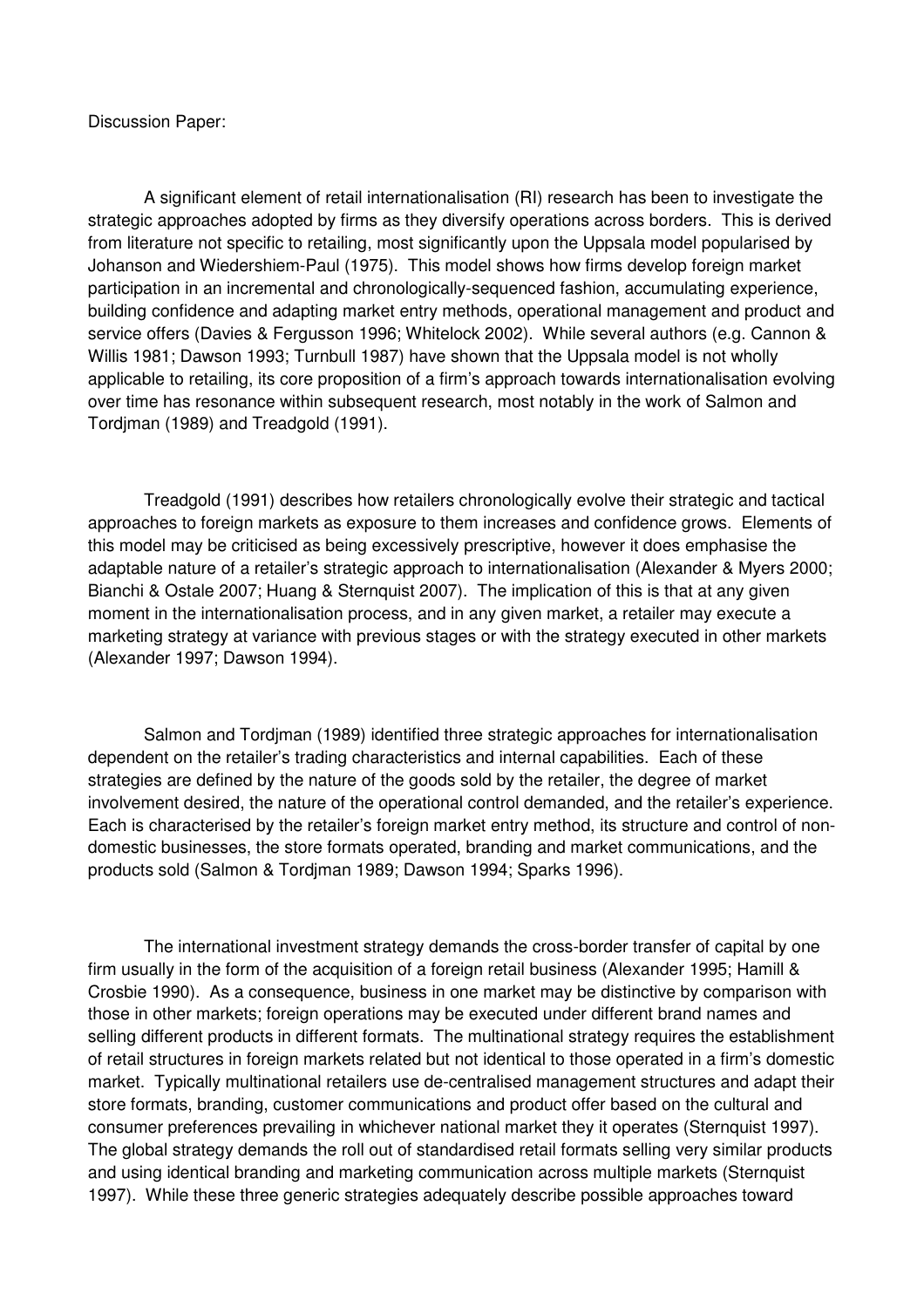Discussion Paper:

A significant element of retail internationalisation (RI) research has been to investigate the strategic approaches adopted by firms as they diversify operations across borders. This is derived from literature not specific to retailing, most significantly upon the Uppsala model popularised by Johanson and Wiedershiem-Paul (1975). This model shows how firms develop foreign market participation in an incremental and chronologically-sequenced fashion, accumulating experience, building confidence and adapting market entry methods, operational management and product and service offers (Davies & Fergusson 1996; Whitelock 2002). While several authors (e.g. Cannon & Willis 1981; Dawson 1993; Turnbull 1987) have shown that the Uppsala model is not wholly applicable to retailing, its core proposition of a firm's approach towards internationalisation evolving over time has resonance within subsequent research, most notably in the work of Salmon and Tordjman (1989) and Treadgold (1991).

Treadgold (1991) describes how retailers chronologically evolve their strategic and tactical approaches to foreign markets as exposure to them increases and confidence grows. Elements of this model may be criticised as being excessively prescriptive, however it does emphasise the adaptable nature of a retailer's strategic approach to internationalisation (Alexander & Myers 2000; Bianchi & Ostale 2007; Huang & Sternquist 2007). The implication of this is that at any given moment in the internationalisation process, and in any given market, a retailer may execute a marketing strategy at variance with previous stages or with the strategy executed in other markets (Alexander 1997; Dawson 1994).

Salmon and Tordjman (1989) identified three strategic approaches for internationalisation dependent on the retailer's trading characteristics and internal capabilities. Each of these strategies are defined by the nature of the goods sold by the retailer, the degree of market involvement desired, the nature of the operational control demanded, and the retailer's experience. Each is characterised by the retailer's foreign market entry method, its structure and control of non-domestic businesses, the store formats operated, branding and market communications, and the products sold (Salmon & Tordjman 1989; Dawson 1994; Sparks 1996).

The international investment strategy demands the cross-border transfer of capital by one firm usually in the form of the acquisition of a foreign retail business (Alexander 1995; Hamill & Crosbie 1990). As a consequence, business in one market may be distinctive by comparison with those in other markets; foreign operations may be executed under different brand names and selling different products in different formats. The multinational strategy requires the establishment of retail structures in foreign markets related but not identical to those operated in a firm's domestic market. Typically multinational retailers use de-centralised management structures and adapt their store formats, branding, customer communications and product offer based on the cultural and consumer preferences prevailing in whichever national market they it operates (Sternquist 1997). The global strategy demands the roll out of standardised retail formats selling very similar products and using identical branding and marketing communication across multiple markets (Sternquist 1997). While these three generic strategies adequately describe possible approaches toward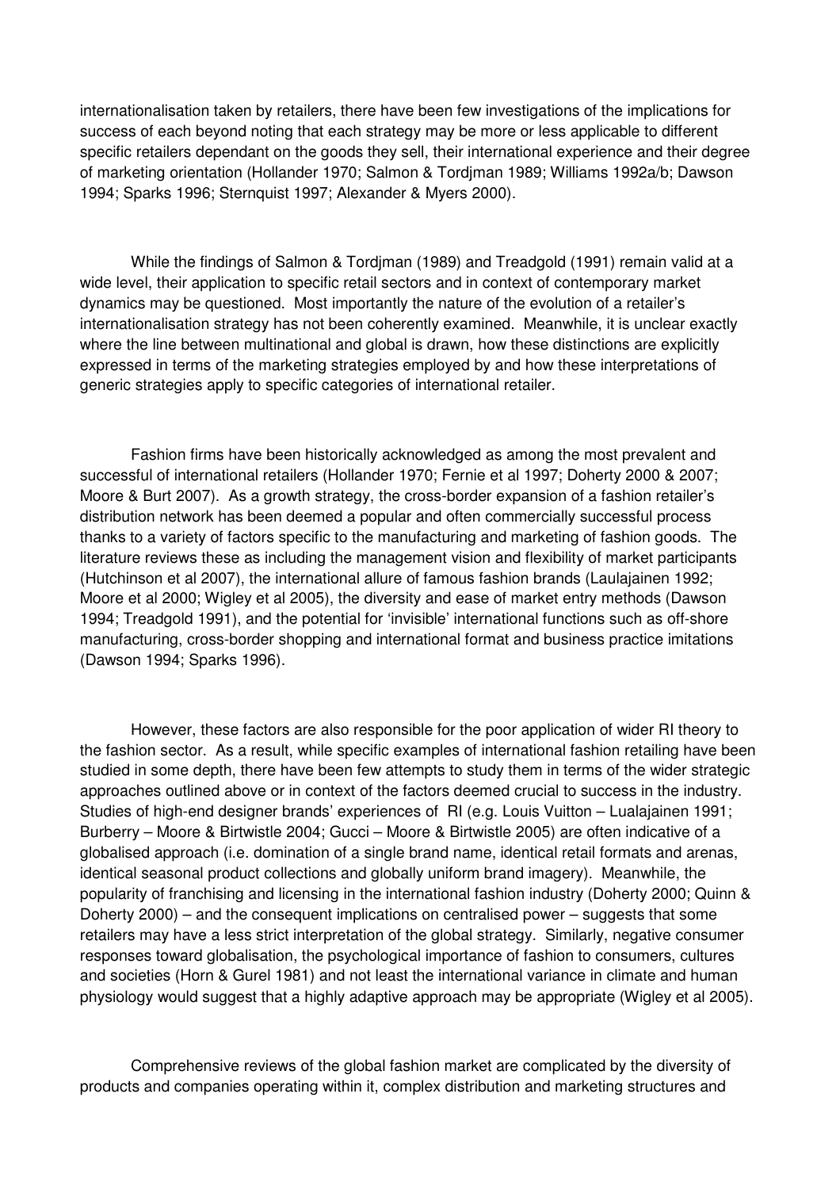internationalisation taken by retailers, there have been few investigations of the implications for success of each beyond noting that each strategy may be more or less applicable to different specific retailers dependant on the goods they sell, their international experience and their degree of marketing orientation (Hollander 1970; Salmon & Tordjman 1989; Williams 1992a/b; Dawson 1994; Sparks 1996; Sternquist 1997; Alexander & Myers 2000).

While the findings of Salmon & Tordjman (1989) and Treadgold (1991) remain valid at a wide level, their application to specific retail sectors and in context of contemporary market dynamics may be questioned. Most importantly the nature of the evolution of a retailer's internationalisation strategy has not been coherently examined. Meanwhile, it is unclear exactly where the line between multinational and global is drawn, how these distinctions are explicitly expressed in terms of the marketing strategies employed by and how these interpretations of generic strategies apply to specific categories of international retailer.

Fashion firms have been historically acknowledged as among the most prevalent and successful of international retailers (Hollander 1970; Fernie et al 1997; Doherty 2000 & 2007; Moore & Burt 2007). As a growth strategy, the cross-border expansion of a fashion retailer's distribution network has been deemed a popular and often commercially successful process thanks to a variety of factors specific to the manufacturing and marketing of fashion goods. The literature reviews these as including the management vision and flexibility of market participants (Hutchinson et al 2007), the international allure of famous fashion brands (Laulajainen 1992; Moore et al 2000; Wigley et al 2005), the diversity and ease of market entry methods (Dawson 1994; Treadgold 1991), and the potential for 'invisible' international functions such as off-shore manufacturing, cross-border shopping and international format and business practice imitations (Dawson 1994; Sparks 1996).

However, these factors are also responsible for the poor application of wider RI theory to the fashion sector. As a result, while specific examples of international fashion retailing have been studied in some depth, there have been few attempts to study them in terms of the wider strategic approaches outlined above or in context of the factors deemed crucial to success in the industry. Studies of high-end designer brands' experiences of RI (e.g. Louis Vuitton – Lualajainen 1991; Burberry – Moore & Birtwistle 2004; Gucci – Moore & Birtwistle 2005) are often indicative of a globalised approach (i.e. domination of a single brand name, identical retail formats and arenas, identical seasonal product collections and globally uniform brand imagery). Meanwhile, the popularity of franchising and licensing in the international fashion industry (Doherty 2000; Quinn & Doherty 2000) – and the consequent implications on centralised power – suggests that some retailers may have a less strict interpretation of the global strategy. Similarly, negative consumer responses toward globalisation, the psychological importance of fashion to consumers, cultures and societies (Horn & Gurel 1981) and not least the international variance in climate and human physiology would suggest that a highly adaptive approach may be appropriate (Wigley et al 2005).

Comprehensive reviews of the global fashion market are complicated by the diversity of products and companies operating within it, complex distribution and marketing structures and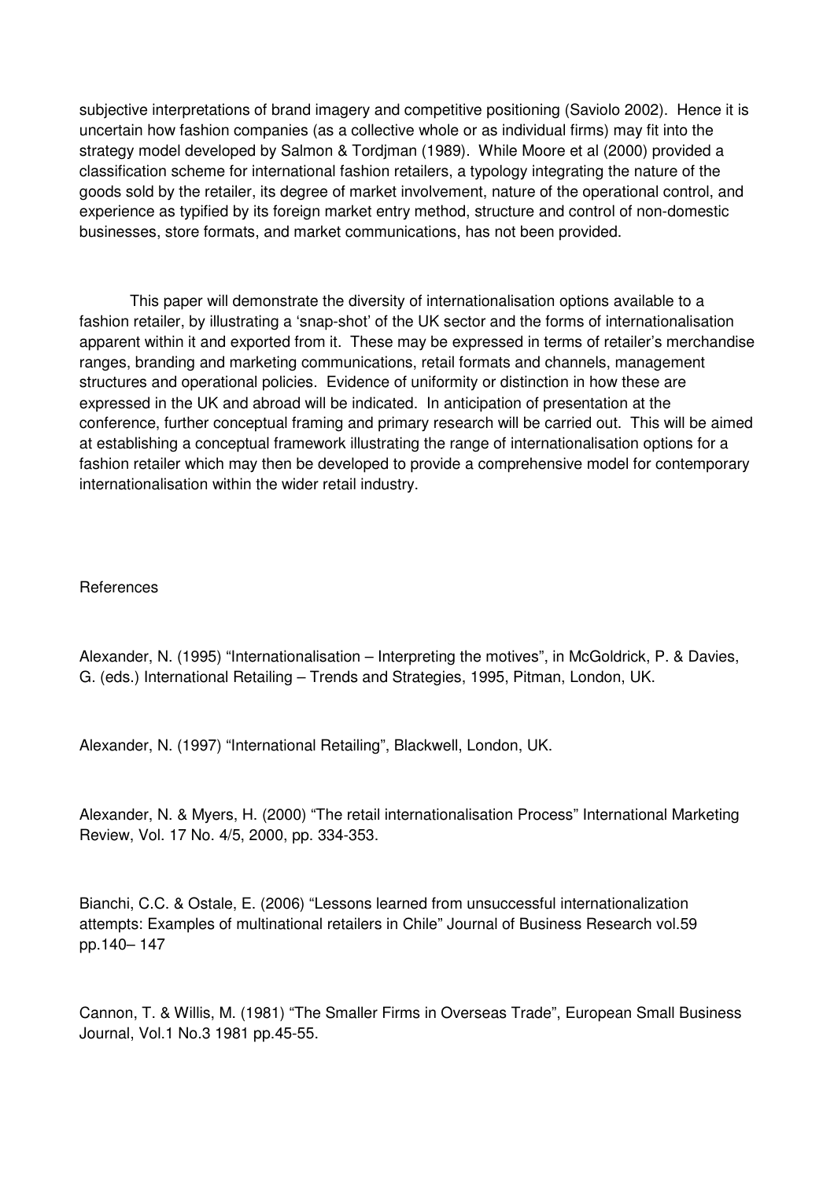subjective interpretations of brand imagery and competitive positioning (Saviolo 2002). Hence it is uncertain how fashion companies (as a collective whole or as individual firms) may fit into the strategy model developed by Salmon & Tordjman (1989). While Moore et al (2000) provided a classification scheme for international fashion retailers, a typology integrating the nature of the goods sold by the retailer, its degree of market involvement, nature of the operational control, and experience as typified by its foreign market entry method, structure and control of non-domestic businesses, store formats, and market communications, has not been provided.

This paper will demonstrate the diversity of internationalisation options available to a fashion retailer, by illustrating a 'snap-shot' of the UK sector and the forms of internationalisation apparent within it and exported from it. These may be expressed in terms of retailer's merchandise ranges, branding and marketing communications, retail formats and channels, management structures and operational policies. Evidence of uniformity or distinction in how these are expressed in the UK and abroad will be indicated. In anticipation of presentation at the conference, further conceptual framing and primary research will be carried out. This will be aimed at establishing a conceptual framework illustrating the range of internationalisation options for a fashion retailer which may then be developed to provide a comprehensive model for contemporary internationalisation within the wider retail industry.

References

Alexander, N. (1995) "Internationalisation – Interpreting the motives", in McGoldrick, P. & Davies, G. (eds.) International Retailing – Trends and Strategies, 1995, Pitman, London, UK.

Alexander, N. (1997) "International Retailing", Blackwell, London, UK.

Alexander, N. & Myers, H. (2000) "The retail internationalisation Process" International Marketing Review, Vol. 17 No. 4/5, 2000, pp. 334-353.

Bianchi, C.C. & Ostale, E. (2006) "Lessons learned from unsuccessful internationalization attempts: Examples of multinational retailers in Chile" Journal of Business Research vol.59 pp.140– 147

Cannon, T. & Willis, M. (1981) "The Smaller Firms in Overseas Trade", European Small Business Journal, Vol.1 No.3 1981 pp.45-55.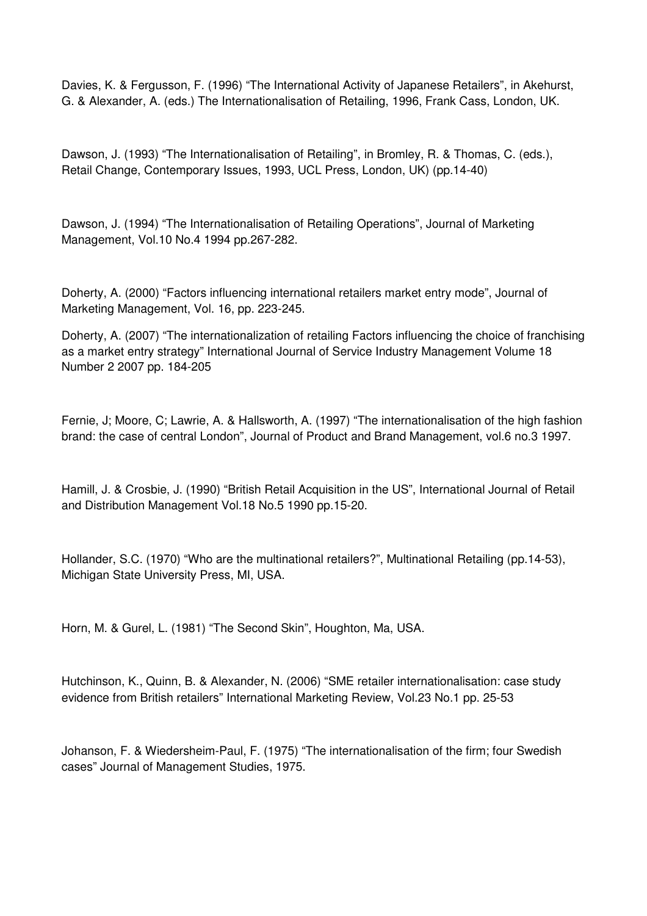Davies, K. & Fergusson, F. (1996) “The International Activity of Japanese Retailers”, in Akehurst, G. & Alexander, A. (eds.) The Internationalisation of Retailing, 1996, Frank Cass, London, UK.

Dawson, J. (1993) “The Internationalisation of Retailing”, in Bromley, R. & Thomas, C. (eds.), Retail Change, Contemporary Issues, 1993, UCL Press, London, UK) (pp.14-40)

Dawson, J. (1994) “The Internationalisation of Retailing Operations”, Journal of Marketing Management, Vol.10 No.4 1994 pp.267-282.

Doherty, A. (2000) “Factors influencing international retailers market entry mode”, Journal of Marketing Management, Vol. 16, pp. 223-245.

Doherty, A. (2007) “The internationalization of retailing Factors influencing the choice of franchising as a market entry strategy” International Journal of Service Industry Management Volume 18 Number 2 2007 pp. 184-205

Fernie, J; Moore, C; Lawrie, A. & Hallsworth, A. (1997) “The internationalisation of the high fashion brand: the case of central London”, Journal of Product and Brand Management, vol.6 no.3 1997.

Hamill, J. & Crosbie, J. (1990) “British Retail Acquisition in the US”, International Journal of Retail and Distribution Management Vol.18 No.5 1990 pp.15-20.

Hollander, S.C. (1970) “Who are the multinational retailers?”, Multinational Retailing (pp.14-53), Michigan State University Press, MI, USA.

Horn, M. & Gurel, L. (1981) “The Second Skin”, Houghton, Ma, USA.

Hutchinson, K., Quinn, B. & Alexander, N. (2006) “SME retailer internationalisation: case study evidence from British retailers” International Marketing Review, Vol.23 No.1 pp. 25-53

Johanson, F. & Wiedersheim-Paul, F. (1975) “The internationalisation of the firm; four Swedish cases” Journal of Management Studies, 1975.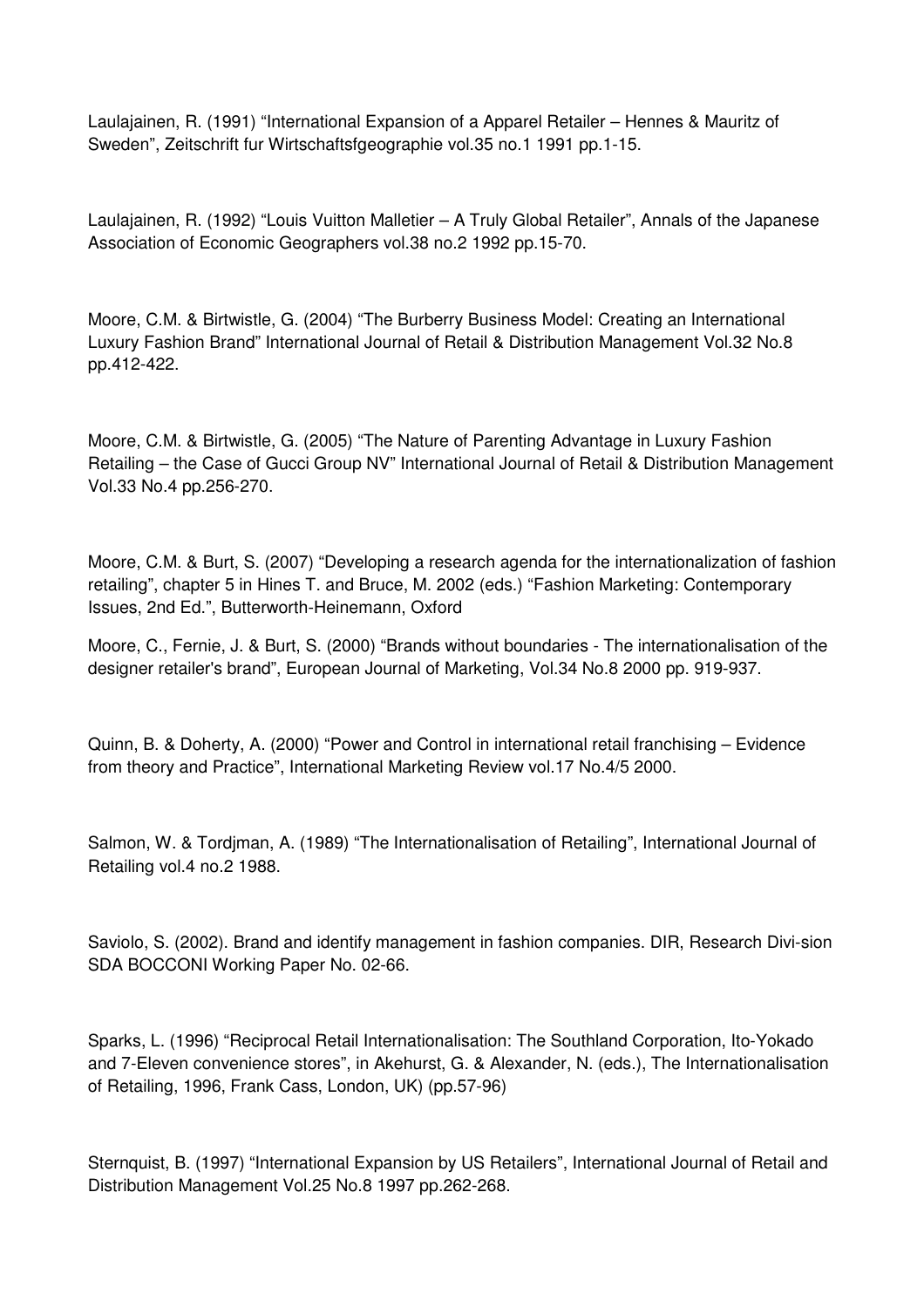Laulajainen, R. (1991) “International Expansion of a Apparel Retailer – Hennes & Mauritz of Sweden”, Zeitschrift fur Wirtschaftsfgeographie vol.35 no.1 1991 pp.1-15.

Laulajainen, R. (1992) “Louis Vuitton Malletier – A Truly Global Retailer”, Annals of the Japanese Association of Economic Geographers vol.38 no.2 1992 pp.15-70.

Moore, C.M. & Birtwistle, G. (2004) “The Burberry Business Model: Creating an International Luxury Fashion Brand” International Journal of Retail & Distribution Management Vol.32 No.8 pp.412-422.

Moore, C.M. & Birtwistle, G. (2005) “The Nature of Parenting Advantage in Luxury Fashion Retailing – the Case of Gucci Group NV” International Journal of Retail & Distribution Management Vol.33 No.4 pp.256-270.

Moore, C.M. & Burt, S. (2007) “Developing a research agenda for the internationalization of fashion retailing”, chapter 5 in Hines T. and Bruce, M. 2002 (eds.) “Fashion Marketing: Contemporary Issues, 2nd Ed.”, Butterworth-Heinemann, Oxford

Moore, C., Fernie, J. & Burt, S. (2000) “Brands without boundaries - The internationalisation of the designer retailer's brand”, European Journal of Marketing, Vol.34 No.8 2000 pp. 919-937.

Quinn, B. & Doherty, A. (2000) “Power and Control in international retail franchising – Evidence from theory and Practice”, International Marketing Review vol.17 No.4/5 2000.

Salmon, W. & Tordjman, A. (1989) “The Internationalisation of Retailing”, International Journal of Retailing vol.4 no.2 1988.

Saviolo, S. (2002). Brand and identify management in fashion companies. DIR, Research Divi-sion SDA BOCCONI Working Paper No. 02-66.

Sparks, L. (1996) “Reciprocal Retail Internationalisation: The Southland Corporation, Ito-Yokado and 7-Eleven convenience stores”, in Akehurst, G. & Alexander, N. (eds.), The Internationalisation of Retailing, 1996, Frank Cass, London, UK) (pp.57-96)

Sternquist, B. (1997) “International Expansion by US Retailers”, International Journal of Retail and Distribution Management Vol.25 No.8 1997 pp.262-268.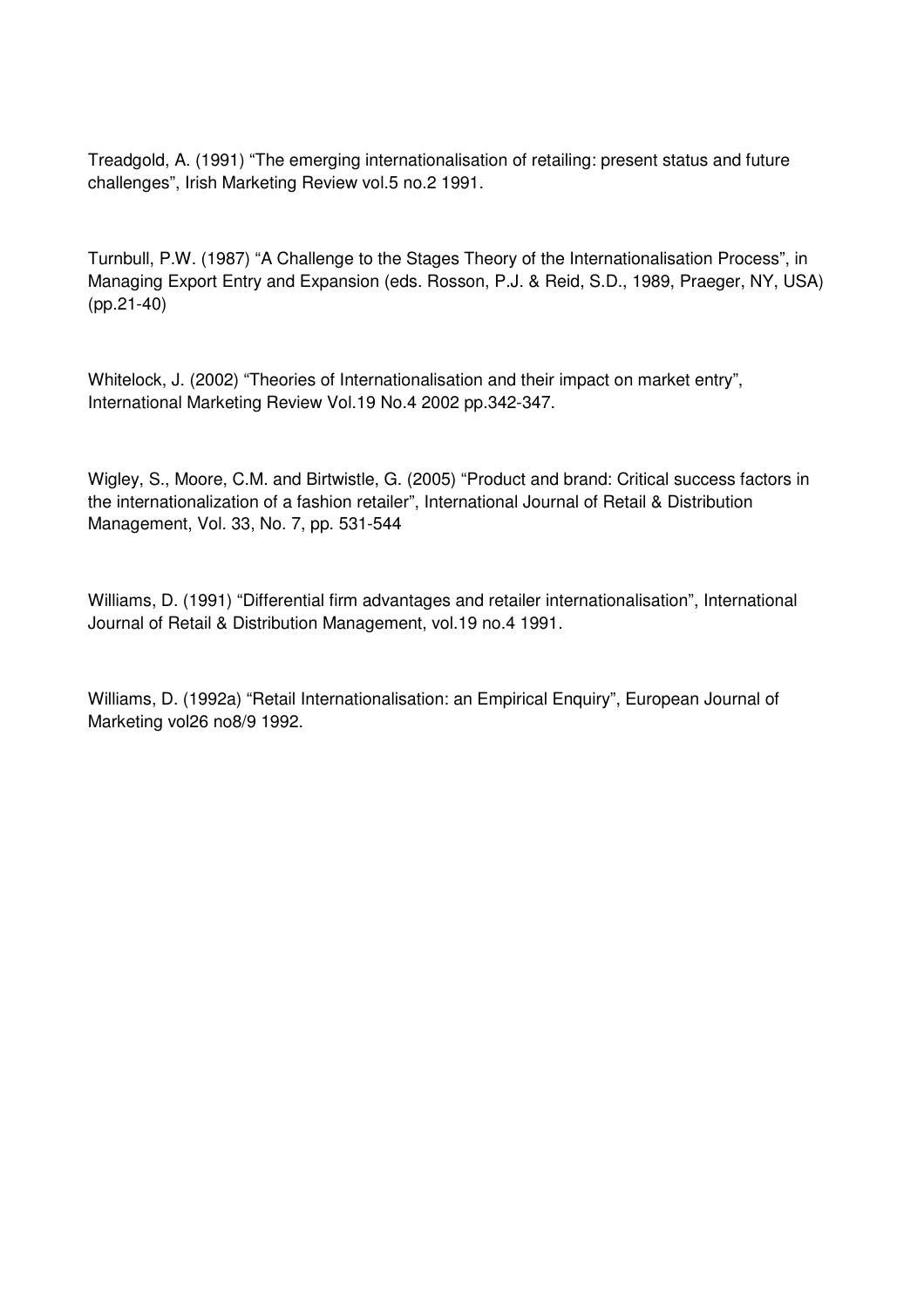Treadgold, A. (1991) “The emerging internationalisation of retailing: present status and future challenges”, Irish Marketing Review vol.5 no.2 1991.

Turnbull, P.W. (1987) “A Challenge to the Stages Theory of the Internationalisation Process”, in Managing Export Entry and Expansion (eds. Rosson, P.J. & Reid, S.D., 1989, Praeger, NY, USA) (pp.21-40)

Whitelock, J. (2002) “Theories of Internationalisation and their impact on market entry”, International Marketing Review Vol.19 No.4 2002 pp.342-347.

Wigley, S., Moore, C.M. and Birtwistle, G. (2005) “Product and brand: Critical success factors in the internationalization of a fashion retailer”, International Journal of Retail & Distribution Management, Vol. 33, No. 7, pp. 531-544

Williams, D. (1991) “Differential firm advantages and retailer internationalisation”, International Journal of Retail & Distribution Management, vol.19 no.4 1991.

Williams, D. (1992a) “Retail Internationalisation: an Empirical Enquiry”, European Journal of Marketing vol26 no8/9 1992.